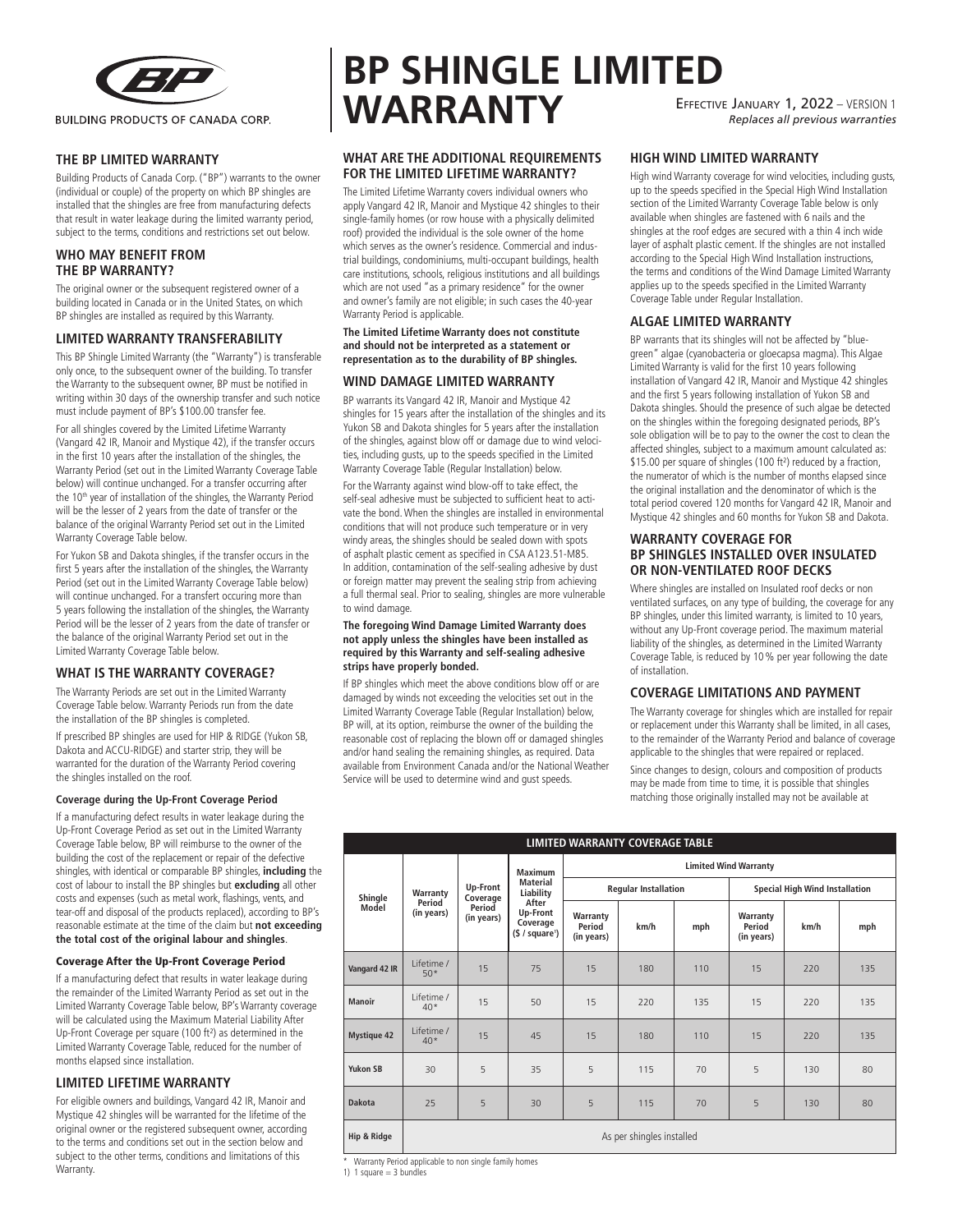BUILDING PRODUCTS OF CANADA CORP.

# BP SHINGLE LIMITED WARRANTY

EFFECTIVE JANUARY 1, 2022 – VERSION 1
*Replaces all previous warranties*

## THE BP LIMITED WARRANTY

Building Products of Canada Corp. ("BP") warrants to the owner (individual or couple) of the property on which BP shingles are installed that the shingles are free from manufacturing defects that result in water leakage during the limited warranty period, subject to the terms, conditions and restrictions set out below.

## WHO MAY BENEFIT FROM THE BP WARRANTY?

The original owner or the subsequent registered owner of a building located in Canada or in the United States, on which BP shingles are installed as required by this Warranty.

## LIMITED WARRANTY TRANSFERABILITY

This BP Shingle Limited Warranty (the "Warranty") is transferable only once, to the subsequent owner of the building. To transfer the Warranty to the subsequent owner, BP must be notified in writing within 30 days of the ownership transfer and such notice must include payment of BP's $100.00 transfer fee.

For all shingles covered by the Limited Lifetime Warranty (Vangard 42 IR, Manoir and Mystique 42), if the transfer occurs in the first 10 years after the installation of the shingles, the Warranty Period (set out in the Limited Warranty Coverage Table below) will continue unchanged. For a transfer occurring after the 10th year of installation of the shingles, the Warranty Period will be the lesser of 2 years from the date of transfer or the balance of the original Warranty Period set out in the Limited Warranty Coverage Table below.

For Yukon SB and Dakota shingles, if the transfer occurs in the first 5 years after the installation of the shingles, the Warranty Period (set out in the Limited Warranty Coverage Table below) will continue unchanged. For a transfert occuring more than 5 years following the installation of the shingles, the Warranty Period will be the lesser of 2 years from the date of transfer or the balance of the original Warranty Period set out in the Limited Warranty Coverage Table below.

## WHAT IS THE WARRANTY COVERAGE?

The Warranty Periods are set out in the Limited Warranty Coverage Table below. Warranty Periods run from the date the installation of the BP shingles is completed.

If prescribed BP shingles are used for HIP & RIDGE (Yukon SB, Dakota and ACCU-RIDGE) and starter strip, they will be warranted for the duration of the Warranty Period covering the shingles installed on the roof.

### Coverage during the Up-Front Coverage Period

If a manufacturing defect results in water leakage during the Up-Front Coverage Period as set out in the Limited Warranty Coverage Table below, BP will reimburse to the owner of the building the cost of the replacement or repair of the defective shingles, with identical or comparable BP shingles, **including** the cost of labour to install the BP shingles but **excluding** all other costs and expenses (such as metal work, flashings, vents, and tear-off and disposal of the products replaced), according to BP's reasonable estimate at the time of the claim but **not exceeding the total cost of the original labour and shingles**.

### Coverage After the Up-Front Coverage Period

If a manufacturing defect that results in water leakage during the remainder of the Limited Warranty Period as set out in the Limited Warranty Coverage Table below, BP's Warranty coverage will be calculated using the Maximum Material Liability After Up-Front Coverage per square (100 ft²) as determined in the Limited Warranty Coverage Table, reduced for the number of months elapsed since installation.

## LIMITED LIFETIME WARRANTY

For eligible owners and buildings, Vangard 42 IR, Manoir and Mystique 42 shingles will be warranted for the lifetime of the original owner or the registered subsequent owner, according to the terms and conditions set out in the section below and subject to the other terms, conditions and limitations of this Warranty.

## WHAT ARE THE ADDITIONAL REQUIREMENTS FOR THE LIMITED LIFETIME WARRANTY?

The Limited Lifetime Warranty covers individual owners who apply Vangard 42 IR, Manoir and Mystique 42 shingles to their single-family homes (or row house with a physically delimited roof) provided the individual is the sole owner of the home which serves as the owner's residence. Commercial and industrial buildings, condominiums, multi-occupant buildings, health care institutions, schools, religious institutions and all buildings which are not used "as a primary residence" for the owner and owner's family are not eligible; in such cases the 40-year Warranty Period is applicable.

**The Limited Lifetime Warranty does not constitute and should not be interpreted as a statement or representation as to the durability of BP shingles.**

## WIND DAMAGE LIMITED WARRANTY

BP warrants its Vangard 42 IR, Manoir and Mystique 42 shingles for 15 years after the installation of the shingles and its Yukon SB and Dakota shingles for 5 years after the installation of the shingles, against blow off or damage due to wind velocities, including gusts, up to the speeds specified in the Limited Warranty Coverage Table (Regular Installation) below.

For the Warranty against wind blow-off to take effect, the self-seal adhesive must be subjected to sufficient heat to activate the bond. When the shingles are installed in environmental conditions that will not produce such temperature or in very windy areas, the shingles should be sealed down with spots of asphalt plastic cement as specified in CSA A123.51-M85. In addition, contamination of the self-sealing adhesive by dust or foreign matter may prevent the sealing strip from achieving a full thermal seal. Prior to sealing, shingles are more vulnerable to wind damage.

**The foregoing Wind Damage Limited Warranty does not apply unless the shingles have been installed as required by this Warranty and self-sealing adhesive strips have properly bonded.**

If BP shingles which meet the above conditions blow off or are damaged by winds not exceeding the velocities set out in the Limited Warranty Coverage Table (Regular Installation) below, BP will, at its option, reimburse the owner of the building the reasonable cost of replacing the blown off or damaged shingles and/or hand sealing the remaining shingles, as required. Data available from Environment Canada and/or the National Weather Service will be used to determine wind and gust speeds.

## HIGH WIND LIMITED WARRANTY

High wind Warranty coverage for wind velocities, including gusts, up to the speeds specified in the Special High Wind Installation section of the Limited Warranty Coverage Table below is only available when shingles are fastened with 6 nails and the shingles at the roof edges are secured with a thin 4 inch wide layer of asphalt plastic cement. If the shingles are not installed according to the Special High Wind Installation instructions, the terms and conditions of the Wind Damage Limited Warranty applies up to the speeds specified in the Limited Warranty Coverage Table under Regular Installation.

## ALGAE LIMITED WARRANTY

BP warrants that its shingles will not be affected by "blue-green" algae (cyanobacteria or gloecapsa magma). This Algae Limited Warranty is valid for the first 10 years following installation of Vangard 42 IR, Manoir and Mystique 42 shingles and the first 5 years following installation of Yukon SB and Dakota shingles. Should the presence of such algae be detected on the shingles within the foregoing designated periods, BP's sole obligation will be to pay to the owner the cost to clean the affected shingles, subject to a maximum amount calculated as: $15.00 per square of shingles (100 ft²) reduced by a fraction, the numerator of which is the number of months elapsed since the original installation and the denominator of which is the total period covered 120 months for Vangard 42 IR, Manoir and Mystique 42 shingles and 60 months for Yukon SB and Dakota.

## WARRANTY COVERAGE FOR BP SHINGLES INSTALLED OVER INSULATED OR NON-VENTILATED ROOF DECKS

Where shingles are installed on Insulated roof decks or non ventilated surfaces, on any type of building, the coverage for any BP shingles, under this limited warranty, is limited to 10 years, without any Up-Front coverage period. The maximum material liability of the shingles, as determined in the Limited Warranty Coverage Table, is reduced by 10 % per year following the date of installation.

## COVERAGE LIMITATIONS AND PAYMENT

The Warranty coverage for shingles which are installed for repair or replacement under this Warranty shall be limited, in all cases, to the remainder of the Warranty Period and balance of coverage applicable to the shingles that were repaired or replaced.

Since changes to design, colours and composition of products may be made from time to time, it is possible that shingles matching those originally installed may not be available at

**LIMITED WARRANTY COVERAGE TABLE**

| Shingle Model | Warranty Period (in years) | Up-Front Coverage Period (in years) | Maximum Material Liability After Up-Front Coverage ($ / square[1]) | Limited Wind Warranty | | | | | |
|---|---|---|---|---|---|---|---|---|---|
| | | | | Regular Installation | | | Special High Wind Installation | | |
| | | | | Warranty Period (in years) | km/h | mph | Warranty Period (in years) | km/h | mph |
| Vangard 42 IR | Lifetime / 50* | 15 | 75 | 15 | 180 | 110 | 15 | 220 | 135 |
| Manoir | Lifetime / 40* | 15 | 50 | 15 | 220 | 135 | 15 | 220 | 135 |
| Mystique 42 | Lifetime / 40* | 15 | 45 | 15 | 180 | 110 | 15 | 220 | 135 |
| Yukon SB | 30 | 5 | 35 | 5 | 115 | 70 | 5 | 130 | 80 |
| Dakota | 25 | 5 | 30 | 5 | 115 | 70 | 5 | 130 | 80 |
| Hip & Ridge | As per shingles installed | | | | | | | | |

\* Warranty Period applicable to non single family homes

1) 1 square = 3 bundles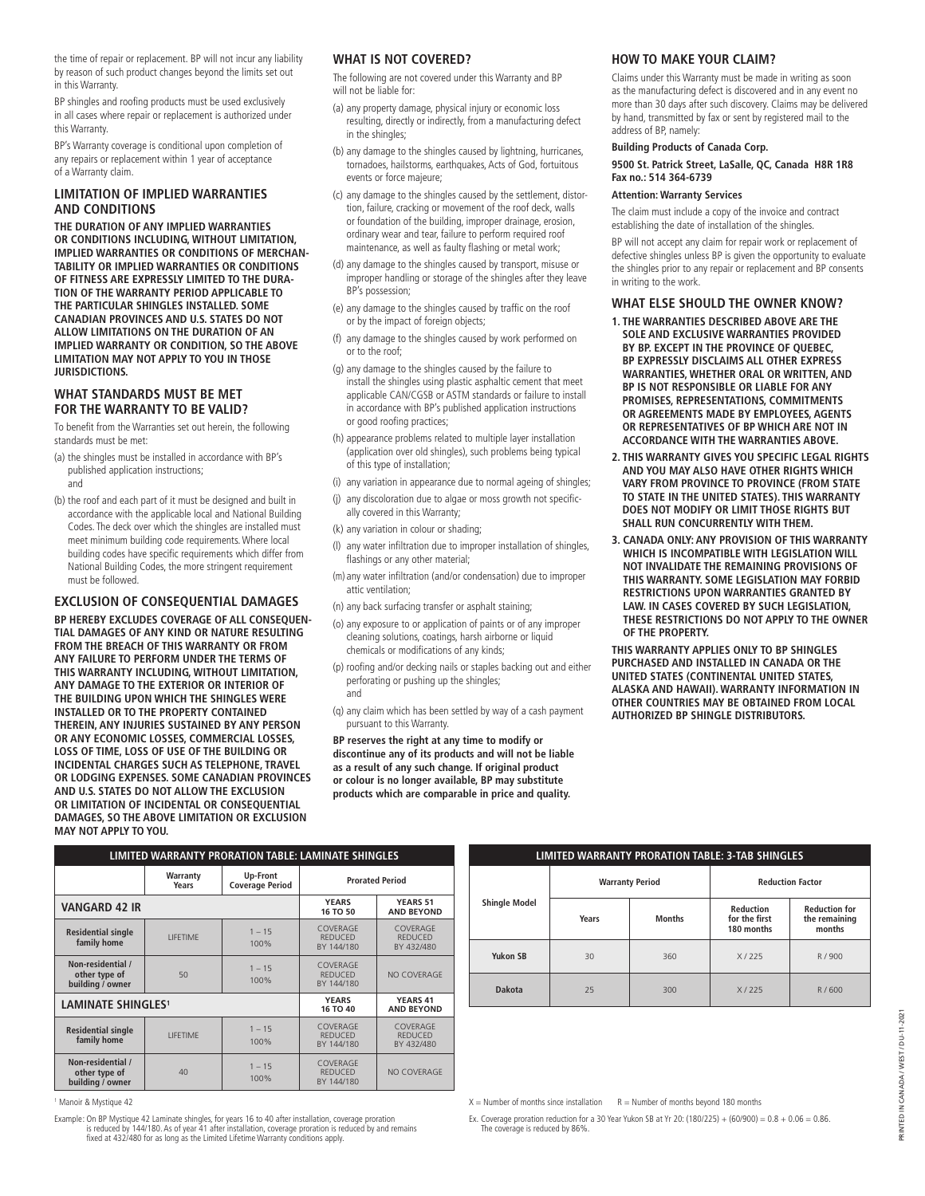the time of repair or replacement. BP will not incur any liability by reason of such product changes beyond the limits set out in this Warranty.

BP shingles and roofing products must be used exclusively in all cases where repair or replacement is authorized under this Warranty.

BP's Warranty coverage is conditional upon completion of any repairs or replacement within 1 year of acceptance of a Warranty claim.

## LIMITATION OF IMPLIED WARRANTIES AND CONDITIONS

**THE DURATION OF ANY IMPLIED WARRANTIES OR CONDITIONS INCLUDING, WITHOUT LIMITATION, IMPLIED WARRANTIES OR CONDITIONS OF MERCHANTABILITY OR IMPLIED WARRANTIES OR CONDITIONS OF FITNESS ARE EXPRESSLY LIMITED TO THE DURATION OF THE WARRANTY PERIOD APPLICABLE TO THE PARTICULAR SHINGLES INSTALLED. SOME CANADIAN PROVINCES AND U.S. STATES DO NOT ALLOW LIMITATIONS ON THE DURATION OF AN IMPLIED WARRANTY OR CONDITION, SO THE ABOVE LIMITATION MAY NOT APPLY TO YOU IN THOSE JURISDICTIONS.**

## WHAT STANDARDS MUST BE MET FOR THE WARRANTY TO BE VALID?

To benefit from the Warranties set out herein, the following standards must be met:

(a) the shingles must be installed in accordance with BP's published application instructions; and

(b) the roof and each part of it must be designed and built in accordance with the applicable local and National Building Codes. The deck over which the shingles are installed must meet minimum building code requirements. Where local building codes have specific requirements which differ from National Building Codes, the more stringent requirement must be followed.

## EXCLUSION OF CONSEQUENTIAL DAMAGES

**BP HEREBY EXCLUDES COVERAGE OF ALL CONSEQUENTIAL DAMAGES OF ANY KIND OR NATURE RESULTING FROM THE BREACH OF THIS WARRANTY OR FROM ANY FAILURE TO PERFORM UNDER THE TERMS OF THIS WARRANTY INCLUDING, WITHOUT LIMITATION, ANY DAMAGE TO THE EXTERIOR OR INTERIOR OF THE BUILDING UPON WHICH THE SHINGLES WERE INSTALLED OR TO THE PROPERTY CONTAINED THEREIN, ANY INJURIES SUSTAINED BY ANY PERSON OR ANY ECONOMIC LOSSES, COMMERCIAL LOSSES, LOSS OF TIME, LOSS OF USE OF THE BUILDING OR INCIDENTAL CHARGES SUCH AS TELEPHONE, TRAVEL OR LODGING EXPENSES. SOME CANADIAN PROVINCES AND U.S. STATES DO NOT ALLOW THE EXCLUSION OR LIMITATION OF INCIDENTAL OR CONSEQUENTIAL DAMAGES, SO THE ABOVE LIMITATION OR EXCLUSION MAY NOT APPLY TO YOU.**

## WHAT IS NOT COVERED?

The following are not covered under this Warranty and BP will not be liable for:

(a) any property damage, physical injury or economic loss resulting, directly or indirectly, from a manufacturing defect in the shingles;

(b) any damage to the shingles caused by lightning, hurricanes, tornadoes, hailstorms, earthquakes, Acts of God, fortuitous events or force majeure;

(c) any damage to the shingles caused by the settlement, distortion, failure, cracking or movement of the roof deck, walls or foundation of the building, improper drainage, erosion, ordinary wear and tear, failure to perform required roof maintenance, as well as faulty flashing or metal work;

(d) any damage to the shingles caused by transport, misuse or improper handling or storage of the shingles after they leave BP's possession;

(e) any damage to the shingles caused by traffic on the roof or by the impact of foreign objects;

(f) any damage to the shingles caused by work performed on or to the roof;

(g) any damage to the shingles caused by the failure to install the shingles using plastic asphaltic cement that meet applicable CAN/CGSB or ASTM standards or failure to install in accordance with BP's published application instructions or good roofing practices;

(h) appearance problems related to multiple layer installation (application over old shingles), such problems being typical of this type of installation;

(i) any variation in appearance due to normal ageing of shingles;

(j) any discoloration due to algae or moss growth not specifically covered in this Warranty;

(k) any variation in colour or shading;

(l) any water infiltration due to improper installation of shingles, flashings or any other material;

(m) any water infiltration (and/or condensation) due to improper attic ventilation;

(n) any back surfacing transfer or asphalt staining;

(o) any exposure to or application of paints or of any improper cleaning solutions, coatings, harsh airborne or liquid chemicals or modifications of any kinds;

(p) roofing and/or decking nails or staples backing out and either perforating or pushing up the shingles; and

(q) any claim which has been settled by way of a cash payment pursuant to this Warranty.

**BP reserves the right at any time to modify or discontinue any of its products and will not be liable as a result of any such change. If original product or colour is no longer available, BP may substitute products which are comparable in price and quality.**

## HOW TO MAKE YOUR CLAIM?

Claims under this Warranty must be made in writing as soon as the manufacturing defect is discovered and in any event no more than 30 days after such discovery. Claims may be delivered by hand, transmitted by fax or sent by registered mail to the address of BP, namely:

**Building Products of Canada Corp.**

**9500 St. Patrick Street, LaSalle, QC, Canada H8R 1R8**
**Fax no.: 514 364-6739**

**Attention: Warranty Services**

The claim must include a copy of the invoice and contract establishing the date of installation of the shingles.

BP will not accept any claim for repair work or replacement of defective shingles unless BP is given the opportunity to evaluate the shingles prior to any repair or replacement and BP consents in writing to the work.

## WHAT ELSE SHOULD THE OWNER KNOW?

**1. THE WARRANTIES DESCRIBED ABOVE ARE THE SOLE AND EXCLUSIVE WARRANTIES PROVIDED BY BP. EXCEPT IN THE PROVINCE OF QUEBEC, BP EXPRESSLY DISCLAIMS ALL OTHER EXPRESS WARRANTIES, WHETHER ORAL OR WRITTEN, AND BP IS NOT RESPONSIBLE OR LIABLE FOR ANY PROMISES, REPRESENTATIONS, COMMITMENTS OR AGREEMENTS MADE BY EMPLOYEES, AGENTS OR REPRESENTATIVES OF BP WHICH ARE NOT IN ACCORDANCE WITH THE WARRANTIES ABOVE.**

**2. THIS WARRANTY GIVES YOU SPECIFIC LEGAL RIGHTS AND YOU MAY ALSO HAVE OTHER RIGHTS WHICH VARY FROM PROVINCE TO PROVINCE (FROM STATE TO STATE IN THE UNITED STATES). THIS WARRANTY DOES NOT MODIFY OR LIMIT THOSE RIGHTS BUT SHALL RUN CONCURRENTLY WITH THEM.**

**3. CANADA ONLY: ANY PROVISION OF THIS WARRANTY WHICH IS INCOMPATIBLE WITH LEGISLATION WILL NOT INVALIDATE THE REMAINING PROVISIONS OF THIS WARRANTY. SOME LEGISLATION MAY FORBID RESTRICTIONS UPON WARRANTIES GRANTED BY LAW. IN CASES COVERED BY SUCH LEGISLATION, THESE RESTRICTIONS DO NOT APPLY TO THE OWNER OF THE PROPERTY.**

**THIS WARRANTY APPLIES ONLY TO BP SHINGLES PURCHASED AND INSTALLED IN CANADA OR THE UNITED STATES (CONTINENTAL UNITED STATES, ALASKA AND HAWAII). WARRANTY INFORMATION IN OTHER COUNTRIES MAY BE OBTAINED FROM LOCAL AUTHORIZED BP SHINGLE DISTRIBUTORS.**

**LIMITED WARRANTY PRORATION TABLE: LAMINATE SHINGLES**

| | Warranty Years | Up-Front Coverage Period | Prorated Period | |
|---|---|---|---|---|
| **VANGARD 42 IR** | | | **YEARS 16 TO 50** | **YEARS 51 AND BEYOND** |
| **Residential single family home** | LIFETIME | 1 – 15 100% | COVERAGE REDUCED BY 144/180 | COVERAGE REDUCED BY 432/480 |
| **Non-residential / other type of building / owner** | 50 | 1 – 15 100% | COVERAGE REDUCED BY 144/180 | NO COVERAGE |
| **LAMINATE SHINGLES[1]** | | | **YEARS 16 TO 40** | **YEARS 41 AND BEYOND** |
| **Residential single family home** | LIFETIME | 1 – 15 100% | COVERAGE REDUCED BY 144/180 | COVERAGE REDUCED BY 432/480 |
| **Non-residential / other type of building / owner** | 40 | 1 – 15 100% | COVERAGE REDUCED BY 144/180 | NO COVERAGE |

[1] Manoir & Mystique 42

Example: On BP Mystique 42 Laminate shingles, for years 16 to 40 after installation, coverage proration is reduced by 144/180. As of year 41 after installation, coverage proration is reduced by and remains fixed at 432/480 for as long as the Limited Lifetime Warranty conditions apply.

**LIMITED WARRANTY PRORATION TABLE: 3-TAB SHINGLES**

| Shingle Model | Warranty Period | | Reduction Factor | |
|---|---|---|---|---|
| | Years | Months | Reduction for the first 180 months | Reduction for the remaining months |
| **Yukon SB** | 30 | 360 | X / 225 | R / 900 |
| **Dakota** | 25 | 300 | X / 225 | R / 600 |

X = Number of months since installation R = Number of months beyond 180 months

Ex. Coverage proration reduction for a 30 Year Yukon SB at Yr 20: (180/225) + (60/900) = 0.8 + 0.06 = 0.86. The coverage is reduced by 86%.

PRINTED IN CANADA / WEST / DU-11-2021